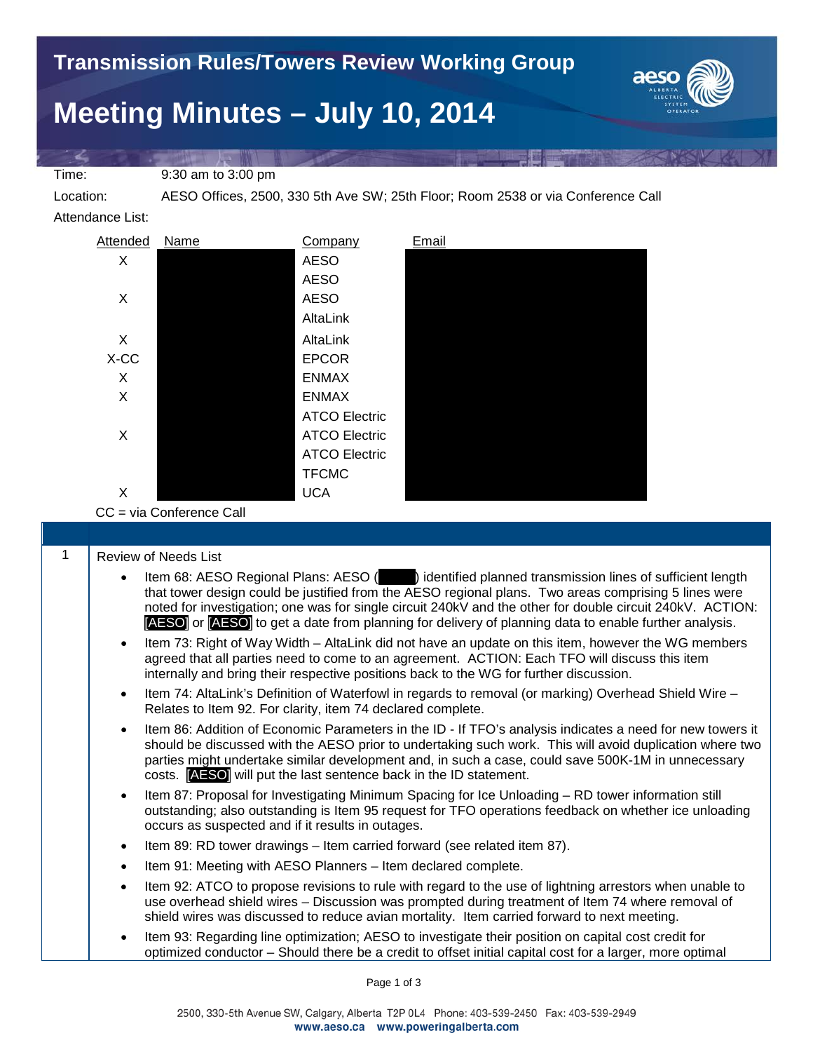# Transmission Rules/Towers Review Working Group

# Meeting Minutes – July 10, 2014

Time: 9:30 am to 3:00 pm

Location: AESO Offices, 2500, 330 5th Ave SW; 25th Floor; Room 2538 or via Conference Call

Attendance List:

| Attended | Name | Company | Email |
|---|---|---|---|
| X | | AESO | |
| | | AESO | |
| X | | AESO | |
| | | AltaLink | |
| X | | AltaLink | |
| X-CC | | EPCOR | |
| X | | ENMAX | |
| X | | ENMAX | |
| | | ATCO Electric | |
| X | | ATCO Electric | |
| | | ATCO Electric | |
| | | TFCMC | |
| X | | UCA | |

CC = via Conference Call

1 Review of Needs List

- Item 68: AESO Regional Plans: AESO ( ) identified planned transmission lines of sufficient length that tower design could be justified from the AESO regional plans. Two areas comprising 5 lines were noted for investigation; one was for single circuit 240kV and the other for double circuit 240kV. ACTION: [AESO] or [AESO] to get a date from planning for delivery of planning data to enable further analysis.
- Item 73: Right of Way Width – AltaLink did not have an update on this item, however the WG members agreed that all parties need to come to an agreement. ACTION: Each TFO will discuss this item internally and bring their respective positions back to the WG for further discussion.
- Item 74: AltaLink's Definition of Waterfowl in regards to removal (or marking) Overhead Shield Wire – Relates to Item 92. For clarity, item 74 declared complete.
- Item 86: Addition of Economic Parameters in the ID - If TFO's analysis indicates a need for new towers it should be discussed with the AESO prior to undertaking such work. This will avoid duplication where two parties might undertake similar development and, in such a case, could save 500K-1M in unnecessary costs. [AESO] will put the last sentence back in the ID statement.
- Item 87: Proposal for Investigating Minimum Spacing for Ice Unloading – RD tower information still outstanding; also outstanding is Item 95 request for TFO operations feedback on whether ice unloading occurs as suspected and if it results in outages.
- Item 89: RD tower drawings – Item carried forward (see related item 87).
- Item 91: Meeting with AESO Planners – Item declared complete.
- Item 92: ATCO to propose revisions to rule with regard to the use of lightning arrestors when unable to use overhead shield wires – Discussion was prompted during treatment of Item 74 where removal of shield wires was discussed to reduce avian mortality. Item carried forward to next meeting.
- Item 93: Regarding line optimization; AESO to investigate their position on capital cost credit for optimized conductor – Should there be a credit to offset initial capital cost for a larger, more optimal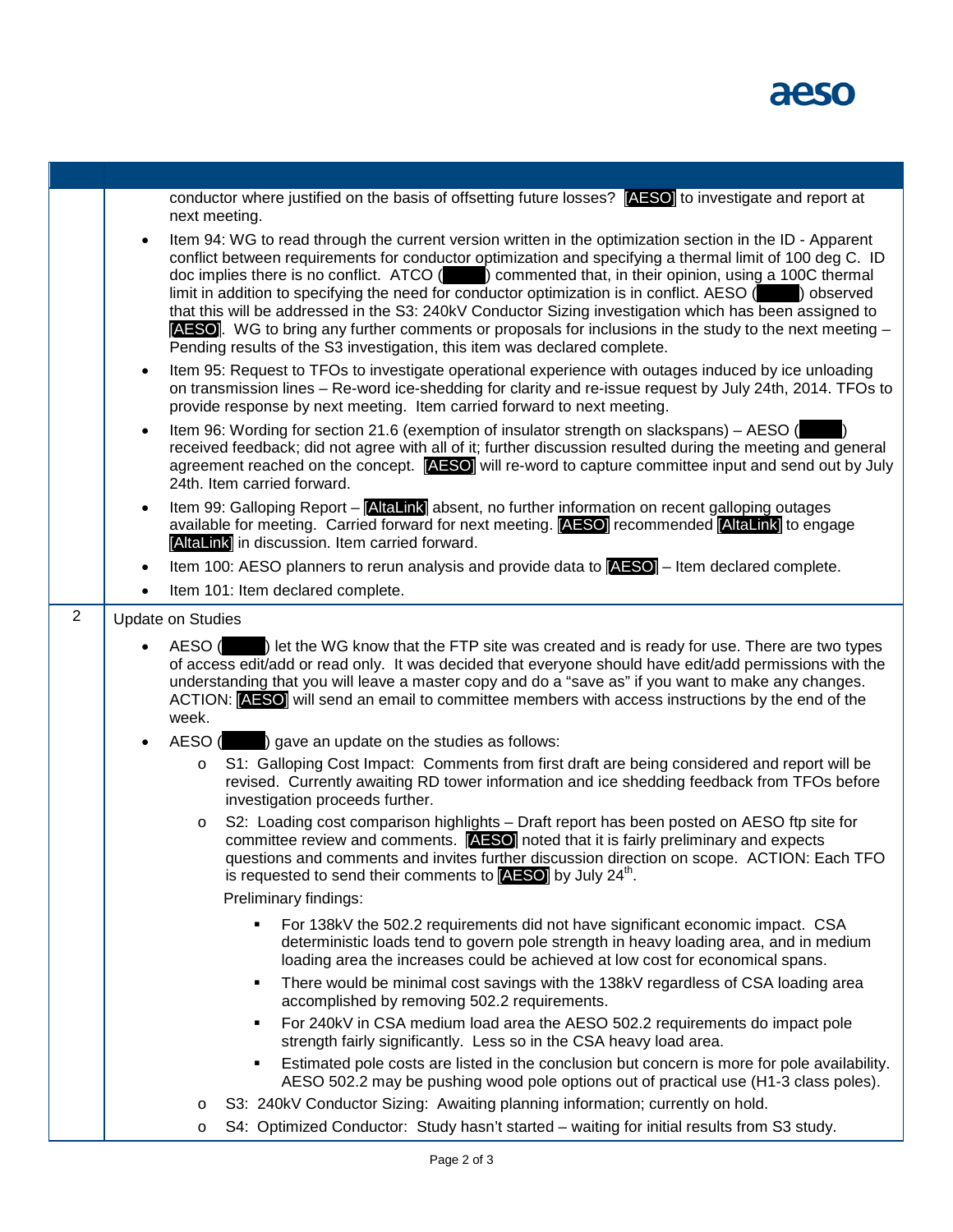| | |
|---|---|
| | conductor where justified on the basis of offsetting future losses? [AESO] to investigate and report at next meeting.<br>• Item 94: WG to read through the current version written in the optimization section in the ID - Apparent conflict between requirements for conductor optimization and specifying a thermal limit of 100 deg C. ID doc implies there is no conflict. ATCO ( ) commented that, in their opinion, using a 100C thermal limit in addition to specifying the need for conductor optimization is in conflict. AESO ( ) observed that this will be addressed in the S3: 240kV Conductor Sizing investigation which has been assigned to [AESO]. WG to bring any further comments or proposals for inclusions in the study to the next meeting – Pending results of the S3 investigation, this item was declared complete.<br>• Item 95: Request to TFOs to investigate operational experience with outages induced by ice unloading on transmission lines – Re-word ice-shedding for clarity and re-issue request by July 24th, 2014. TFOs to provide response by next meeting. Item carried forward to next meeting.<br>• Item 96: Wording for section 21.6 (exemption of insulator strength on slackspans) – AESO ( ) received feedback; did not agree with all of it; further discussion resulted during the meeting and general agreement reached on the concept. [AESO] will re-word to capture committee input and send out by July 24th. Item carried forward.<br>• Item 99: Galloping Report – [AltaLink] absent, no further information on recent galloping outages available for meeting. Carried forward for next meeting. [AESO] recommended [AltaLink] to engage [AltaLink] in discussion. Item carried forward.<br>• Item 100: AESO planners to rerun analysis and provide data to [AESO] – Item declared complete.<br>• Item 101: Item declared complete. |
| 2 | Update on Studies<br>• AESO ( ) let the WG know that the FTP site was created and is ready for use. There are two types of access edit/add or read only. It was decided that everyone should have edit/add permissions with the understanding that you will leave a master copy and do a "save as" if you want to make any changes. ACTION: [AESO] will send an email to committee members with access instructions by the end of the week.<br>• AESO ( ) gave an update on the studies as follows:<br>  o S1: Galloping Cost Impact: Comments from first draft are being considered and report will be revised. Currently awaiting RD tower information and ice shedding feedback from TFOs before investigation proceeds further.<br>  o S2: Loading cost comparison highlights – Draft report has been posted on AESO ftp site for committee review and comments. [AESO] noted that it is fairly preliminary and expects questions and comments and invites further discussion direction on scope. ACTION: Each TFO is requested to send their comments to [AESO] by July 24th.<br>  Preliminary findings:<br>    ▪ For 138kV the 502.2 requirements did not have significant economic impact. CSA deterministic loads tend to govern pole strength in heavy loading area, and in medium loading area the increases could be achieved at low cost for economical spans.<br>    ▪ There would be minimal cost savings with the 138kV regardless of CSA loading area accomplished by removing 502.2 requirements.<br>    ▪ For 240kV in CSA medium load area the AESO 502.2 requirements do impact pole strength fairly significantly. Less so in the CSA heavy load area.<br>    ▪ Estimated pole costs are listed in the conclusion but concern is more for pole availability. AESO 502.2 may be pushing wood pole options out of practical use (H1-3 class poles).<br>  o S3: 240kV Conductor Sizing: Awaiting planning information; currently on hold.<br>  o S4: Optimized Conductor: Study hasn't started – waiting for initial results from S3 study. |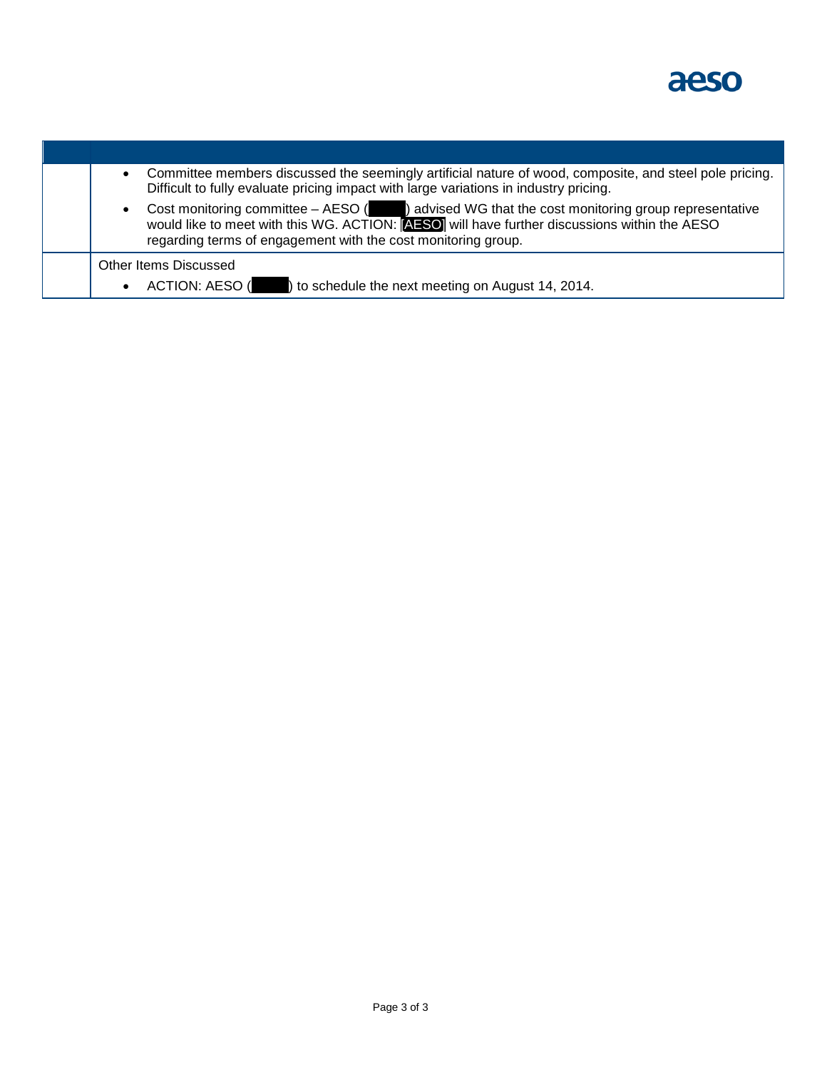| | |
|---|---|
| | • Committee members discussed the seemingly artificial nature of wood, composite, and steel pole pricing. Difficult to fully evaluate pricing impact with large variations in industry pricing.<br>• Cost monitoring committee – AESO ( ) advised WG that the cost monitoring group representative would like to meet with this WG. ACTION: [AESO] will have further discussions within the AESO regarding terms of engagement with the cost monitoring group. |
| | Other Items Discussed<br>• ACTION: AESO ( ) to schedule the next meeting on August 14, 2014. |